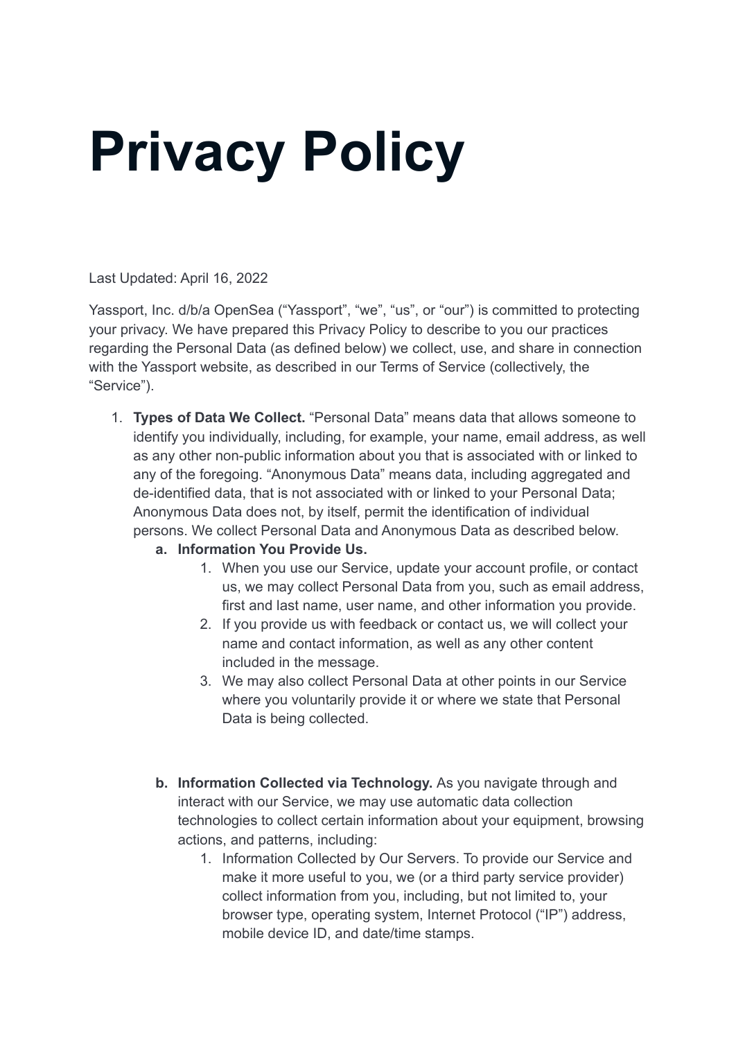# Privacy Policy

Last Updated: April 16, 2022

Yassport, Inc. d/b/a OpenSea (“Yassport”, “we”, “us”, or “our”) is committed to protecting your privacy. We have prepared this Privacy Policy to describe to you our practices regarding the Personal Data (as defined below) we collect, use, and share in connection with the Yassport website, as described in our Terms of Service (collectively, the “Service”).

1. **Types of Data We Collect.** “Personal Data” means data that allows someone to identify you individually, including, for example, your name, email address, as well as any other non-public information about you that is associated with or linked to any of the foregoing. “Anonymous Data” means data, including aggregated and de-identified data, that is not associated with or linked to your Personal Data; Anonymous Data does not, by itself, permit the identification of individual persons. We collect Personal Data and Anonymous Data as described below.

    a. **Information You Provide Us.**

        1. When you use our Service, update your account profile, or contact us, we may collect Personal Data from you, such as email address, first and last name, user name, and other information you provide.
        2. If you provide us with feedback or contact us, we will collect your name and contact information, as well as any other content included in the message.
        3. We may also collect Personal Data at other points in our Service where you voluntarily provide it or where we state that Personal Data is being collected.

    b. **Information Collected via Technology.** As you navigate through and interact with our Service, we may use automatic data collection technologies to collect certain information about your equipment, browsing actions, and patterns, including:

        1. Information Collected by Our Servers. To provide our Service and make it more useful to you, we (or a third party service provider) collect information from you, including, but not limited to, your browser type, operating system, Internet Protocol (“IP”) address, mobile device ID, and date/time stamps.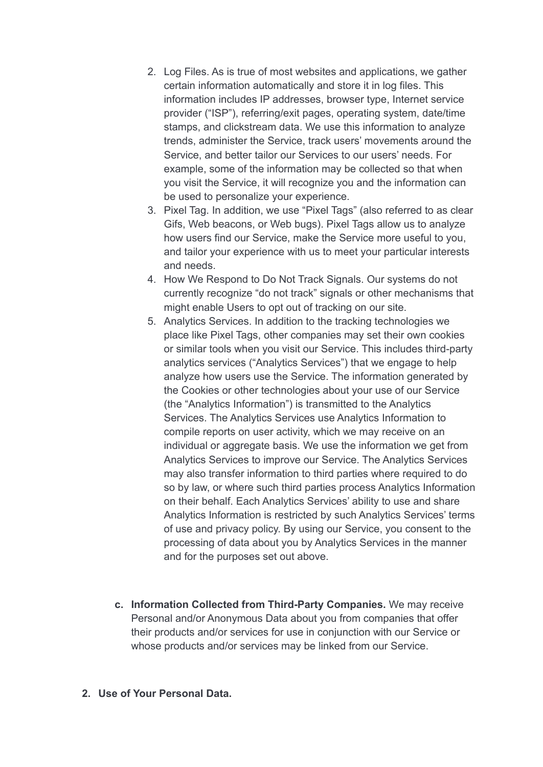2. Log Files. As is true of most websites and applications, we gather certain information automatically and store it in log files. This information includes IP addresses, browser type, Internet service provider ("ISP"), referring/exit pages, operating system, date/time stamps, and clickstream data. We use this information to analyze trends, administer the Service, track users' movements around the Service, and better tailor our Services to our users' needs. For example, some of the information may be collected so that when you visit the Service, it will recognize you and the information can be used to personalize your experience.
3. Pixel Tag. In addition, we use "Pixel Tags" (also referred to as clear Gifs, Web beacons, or Web bugs). Pixel Tags allow us to analyze how users find our Service, make the Service more useful to you, and tailor your experience with us to meet your particular interests and needs.
4. How We Respond to Do Not Track Signals. Our systems do not currently recognize "do not track" signals or other mechanisms that might enable Users to opt out of tracking on our site.
5. Analytics Services. In addition to the tracking technologies we place like Pixel Tags, other companies may set their own cookies or similar tools when you visit our Service. This includes third-party analytics services ("Analytics Services") that we engage to help analyze how users use the Service. The information generated by the Cookies or other technologies about your use of our Service (the "Analytics Information") is transmitted to the Analytics Services. The Analytics Services use Analytics Information to compile reports on user activity, which we may receive on an individual or aggregate basis. We use the information we get from Analytics Services to improve our Service. The Analytics Services may also transfer information to third parties where required to do so by law, or where such third parties process Analytics Information on their behalf. Each Analytics Services' ability to use and share Analytics Information is restricted by such Analytics Services' terms of use and privacy policy. By using our Service, you consent to the processing of data about you by Analytics Services in the manner and for the purposes set out above.

c. **Information Collected from Third-Party Companies.** We may receive Personal and/or Anonymous Data about you from companies that offer their products and/or services for use in conjunction with our Service or whose products and/or services may be linked from our Service.

2. **Use of Your Personal Data.**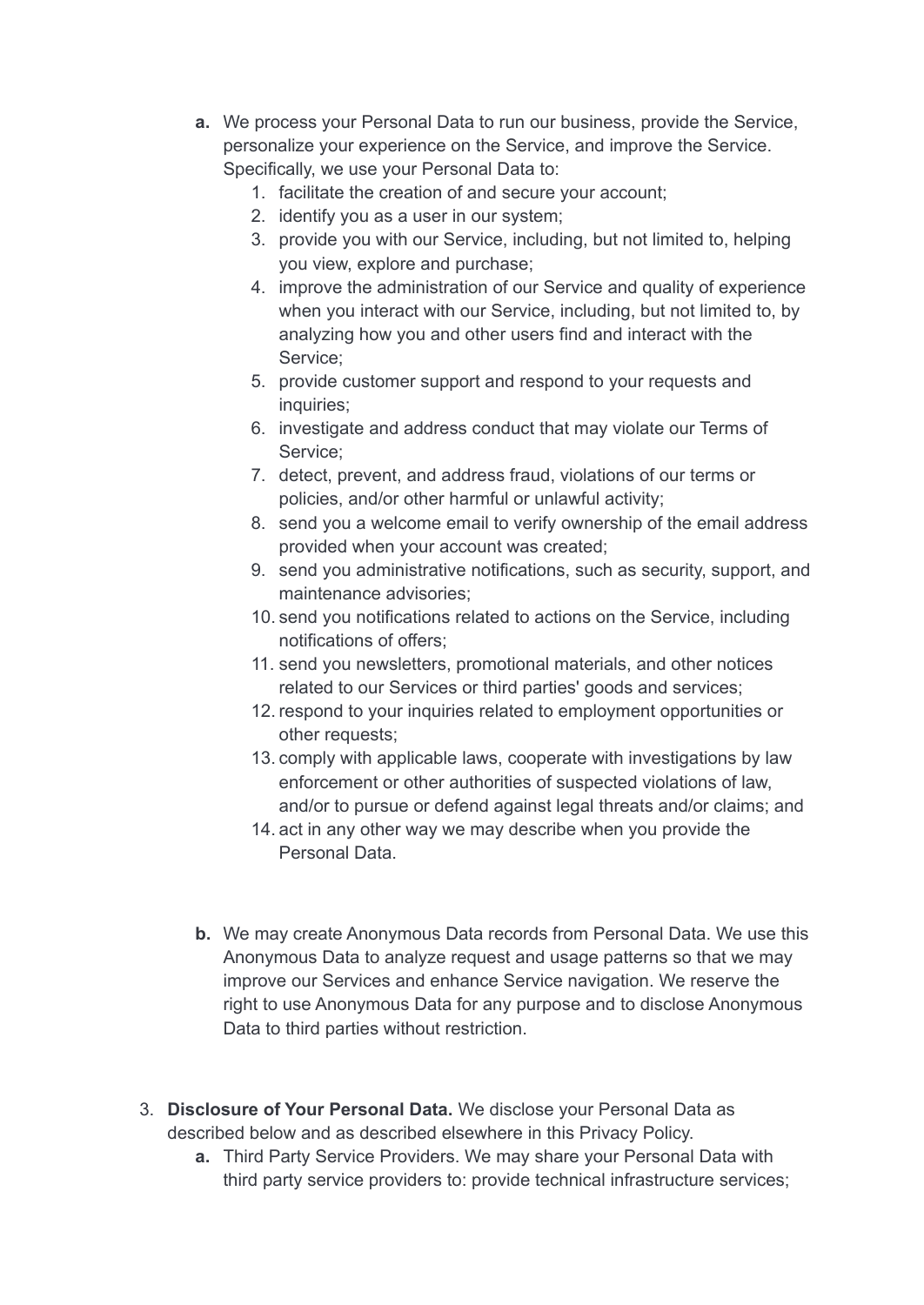**a.** We process your Personal Data to run our business, provide the Service, personalize your experience on the Service, and improve the Service. Specifically, we use your Personal Data to:

1. facilitate the creation of and secure your account;
2. identify you as a user in our system;
3. provide you with our Service, including, but not limited to, helping you view, explore and purchase;
4. improve the administration of our Service and quality of experience when you interact with our Service, including, but not limited to, by analyzing how you and other users find and interact with the Service;
5. provide customer support and respond to your requests and inquiries;
6. investigate and address conduct that may violate our Terms of Service;
7. detect, prevent, and address fraud, violations of our terms or policies, and/or other harmful or unlawful activity;
8. send you a welcome email to verify ownership of the email address provided when your account was created;
9. send you administrative notifications, such as security, support, and maintenance advisories;
10. send you notifications related to actions on the Service, including notifications of offers;
11. send you newsletters, promotional materials, and other notices related to our Services or third parties' goods and services;
12. respond to your inquiries related to employment opportunities or other requests;
13. comply with applicable laws, cooperate with investigations by law enforcement or other authorities of suspected violations of law, and/or to pursue or defend against legal threats and/or claims; and
14. act in any other way we may describe when you provide the Personal Data.

**b.** We may create Anonymous Data records from Personal Data. We use this Anonymous Data to analyze request and usage patterns so that we may improve our Services and enhance Service navigation. We reserve the right to use Anonymous Data for any purpose and to disclose Anonymous Data to third parties without restriction.

3. **Disclosure of Your Personal Data.** We disclose your Personal Data as described below and as described elsewhere in this Privacy Policy.

**a.** Third Party Service Providers. We may share your Personal Data with third party service providers to: provide technical infrastructure services;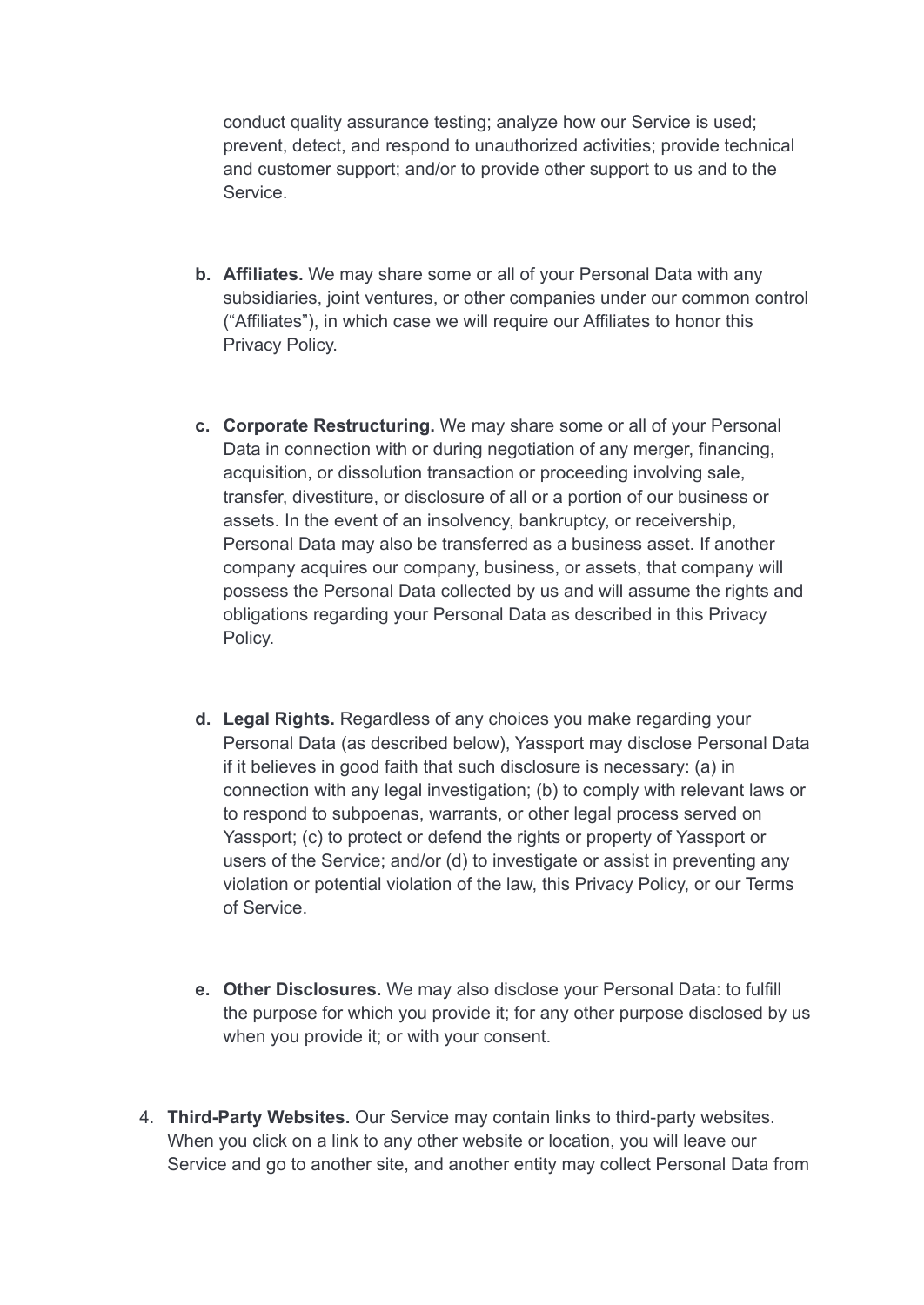conduct quality assurance testing; analyze how our Service is used; prevent, detect, and respond to unauthorized activities; provide technical and customer support; and/or to provide other support to us and to the Service.

b. **Affiliates.** We may share some or all of your Personal Data with any subsidiaries, joint ventures, or other companies under our common control ("Affiliates"), in which case we will require our Affiliates to honor this Privacy Policy.

c. **Corporate Restructuring.** We may share some or all of your Personal Data in connection with or during negotiation of any merger, financing, acquisition, or dissolution transaction or proceeding involving sale, transfer, divestiture, or disclosure of all or a portion of our business or assets. In the event of an insolvency, bankruptcy, or receivership, Personal Data may also be transferred as a business asset. If another company acquires our company, business, or assets, that company will possess the Personal Data collected by us and will assume the rights and obligations regarding your Personal Data as described in this Privacy Policy.

d. **Legal Rights.** Regardless of any choices you make regarding your Personal Data (as described below), Yassport may disclose Personal Data if it believes in good faith that such disclosure is necessary: (a) in connection with any legal investigation; (b) to comply with relevant laws or to respond to subpoenas, warrants, or other legal process served on Yassport; (c) to protect or defend the rights or property of Yassport or users of the Service; and/or (d) to investigate or assist in preventing any violation or potential violation of the law, this Privacy Policy, or our Terms of Service.

e. **Other Disclosures.** We may also disclose your Personal Data: to fulfill the purpose for which you provide it; for any other purpose disclosed by us when you provide it; or with your consent.

4. **Third-Party Websites.** Our Service may contain links to third-party websites. When you click on a link to any other website or location, you will leave our Service and go to another site, and another entity may collect Personal Data from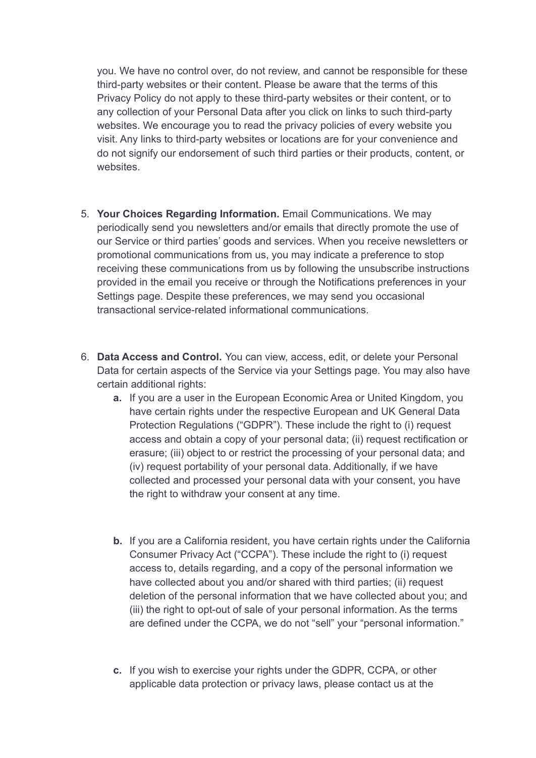you. We have no control over, do not review, and cannot be responsible for these third-party websites or their content. Please be aware that the terms of this Privacy Policy do not apply to these third-party websites or their content, or to any collection of your Personal Data after you click on links to such third-party websites. We encourage you to read the privacy policies of every website you visit. Any links to third-party websites or locations are for your convenience and do not signify our endorsement of such third parties or their products, content, or websites.

5. **Your Choices Regarding Information.** Email Communications. We may periodically send you newsletters and/or emails that directly promote the use of our Service or third parties' goods and services. When you receive newsletters or promotional communications from us, you may indicate a preference to stop receiving these communications from us by following the unsubscribe instructions provided in the email you receive or through the Notifications preferences in your Settings page. Despite these preferences, we may send you occasional transactional service-related informational communications.

6. **Data Access and Control.** You can view, access, edit, or delete your Personal Data for certain aspects of the Service via your Settings page. You may also have certain additional rights:
   - **a.** If you are a user in the European Economic Area or United Kingdom, you have certain rights under the respective European and UK General Data Protection Regulations ("GDPR"). These include the right to (i) request access and obtain a copy of your personal data; (ii) request rectification or erasure; (iii) object to or restrict the processing of your personal data; and (iv) request portability of your personal data. Additionally, if we have collected and processed your personal data with your consent, you have the right to withdraw your consent at any time.

   - **b.** If you are a California resident, you have certain rights under the California Consumer Privacy Act ("CCPA"). These include the right to (i) request access to, details regarding, and a copy of the personal information we have collected about you and/or shared with third parties; (ii) request deletion of the personal information that we have collected about you; and (iii) the right to opt-out of sale of your personal information. As the terms are defined under the CCPA, we do not "sell" your "personal information."

   - **c.** If you wish to exercise your rights under the GDPR, CCPA, or other applicable data protection or privacy laws, please contact us at the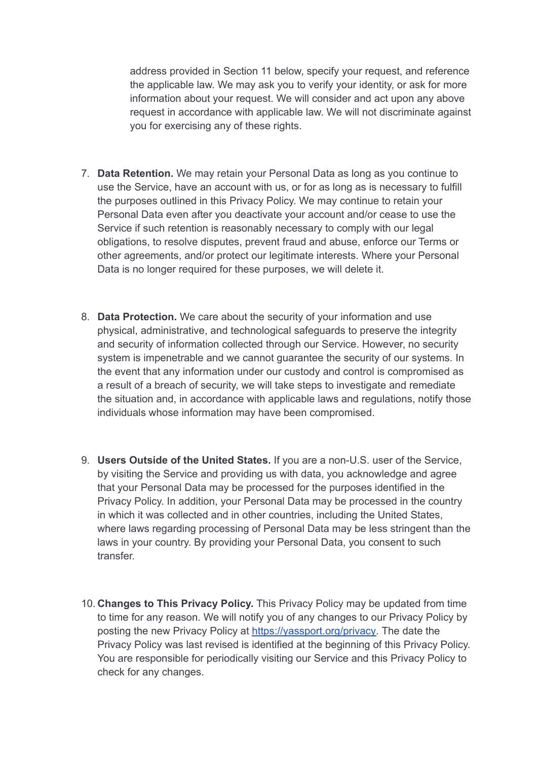address provided in Section 11 below, specify your request, and reference the applicable law. We may ask you to verify your identity, or ask for more information about your request. We will consider and act upon any above request in accordance with applicable law. We will not discriminate against you for exercising any of these rights.

7. **Data Retention.** We may retain your Personal Data as long as you continue to use the Service, have an account with us, or for as long as is necessary to fulfill the purposes outlined in this Privacy Policy. We may continue to retain your Personal Data even after you deactivate your account and/or cease to use the Service if such retention is reasonably necessary to comply with our legal obligations, to resolve disputes, prevent fraud and abuse, enforce our Terms or other agreements, and/or protect our legitimate interests. Where your Personal Data is no longer required for these purposes, we will delete it.

8. **Data Protection.** We care about the security of your information and use physical, administrative, and technological safeguards to preserve the integrity and security of information collected through our Service. However, no security system is impenetrable and we cannot guarantee the security of our systems. In the event that any information under our custody and control is compromised as a result of a breach of security, we will take steps to investigate and remediate the situation and, in accordance with applicable laws and regulations, notify those individuals whose information may have been compromised.

9. **Users Outside of the United States.** If you are a non-U.S. user of the Service, by visiting the Service and providing us with data, you acknowledge and agree that your Personal Data may be processed for the purposes identified in the Privacy Policy. In addition, your Personal Data may be processed in the country in which it was collected and in other countries, including the United States, where laws regarding processing of Personal Data may be less stringent than the laws in your country. By providing your Personal Data, you consent to such transfer.

10. **Changes to This Privacy Policy.** This Privacy Policy may be updated from time to time for any reason. We will notify you of any changes to our Privacy Policy by posting the new Privacy Policy at [https://yassport.org/privacy](https://yassport.org/privacy). The date the Privacy Policy was last revised is identified at the beginning of this Privacy Policy. You are responsible for periodically visiting our Service and this Privacy Policy to check for any changes.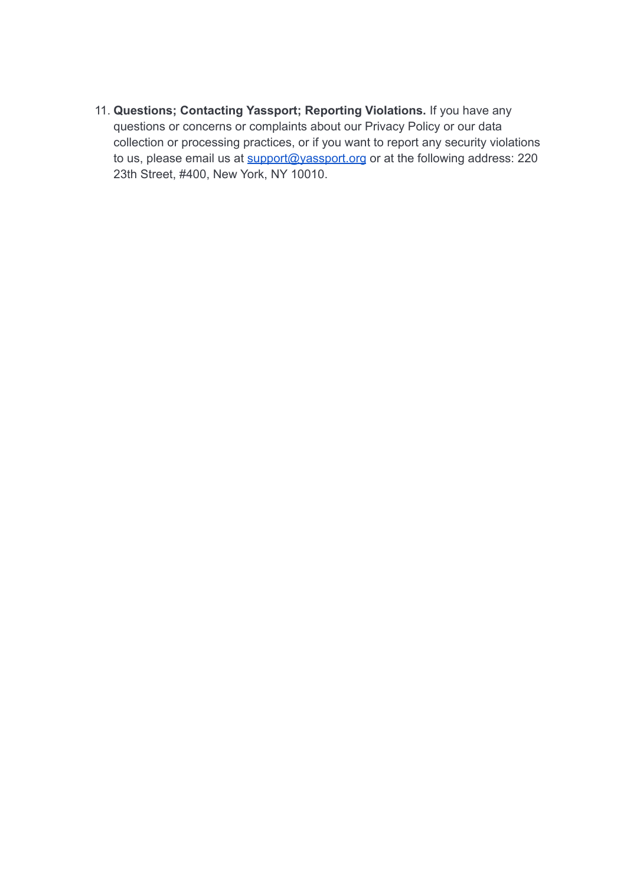11. **Questions; Contacting Yassport; Reporting Violations.** If you have any questions or concerns or complaints about our Privacy Policy or our data collection or processing practices, or if you want to report any security violations to us, please email us at support@yassport.org or at the following address: 220 23th Street, #400, New York, NY 10010.